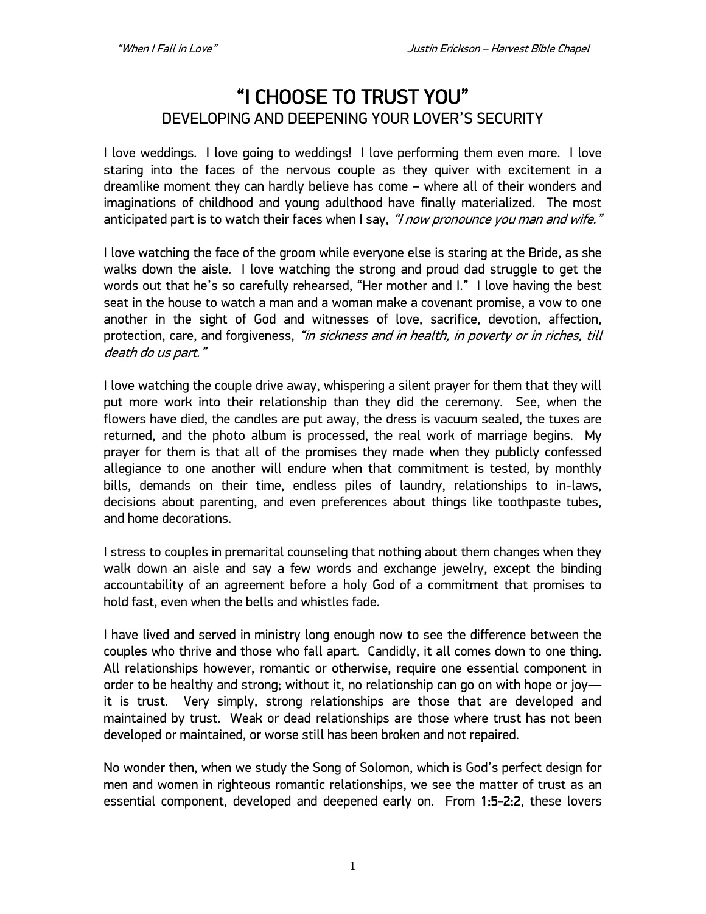# "I CHOOSE TO TRUST YOU"

## DEVELOPING AND DEEPENING YOUR LOVER'S SECURITY

I love weddings. I love going to weddings! I love performing them even more. I love staring into the faces of the nervous couple as they quiver with excitement in a dreamlike moment they can hardly believe has come – where all of their wonders and imaginations of childhood and young adulthood have finally materialized. The most anticipated part is to watch their faces when I say, *"I now pronounce you man and wife."*

I love watching the face of the groom while everyone else is staring at the Bride, as she walks down the aisle. I love watching the strong and proud dad struggle to get the words out that he's so carefully rehearsed, "Her mother and I." I love having the best seat in the house to watch a man and a woman make a covenant promise, a vow to one another in the sight of God and witnesses of love, sacrifice, devotion, affection, protection, care, and forgiveness, *"in sickness and in health, in poverty or in riches, till death do us part."*

I love watching the couple drive away, whispering a silent prayer for them that they will put more work into their relationship than they did the ceremony. See, when the flowers have died, the candles are put away, the dress is vacuum sealed, the tuxes are returned, and the photo album is processed, the real work of marriage begins. My prayer for them is that all of the promises they made when they publicly confessed allegiance to one another will endure when that commitment is tested, by monthly bills, demands on their time, endless piles of laundry, relationships to in-laws, decisions about parenting, and even preferences about things like toothpaste tubes, and home decorations.

I stress to couples in premarital counseling that nothing about them changes when they walk down an aisle and say a few words and exchange jewelry, except the binding accountability of an agreement before a holy God of a commitment that promises to hold fast, even when the bells and whistles fade.

I have lived and served in ministry long enough now to see the difference between the couples who thrive and those who fall apart. Candidly, it all comes down to one thing. All relationships however, romantic or otherwise, require one essential component in order to be healthy and strong; without it, no relationship can go on with hope or joy— it is trust. Very simply, strong relationships are those that are developed and maintained by trust. Weak or dead relationships are those where trust has not been developed or maintained, or worse still has been broken and not repaired.

No wonder then, when we study the Song of Solomon, which is God's perfect design for men and women in righteous romantic relationships, we see the matter of trust as an essential component, developed and deepened early on. From **1:5-2:2**, these lovers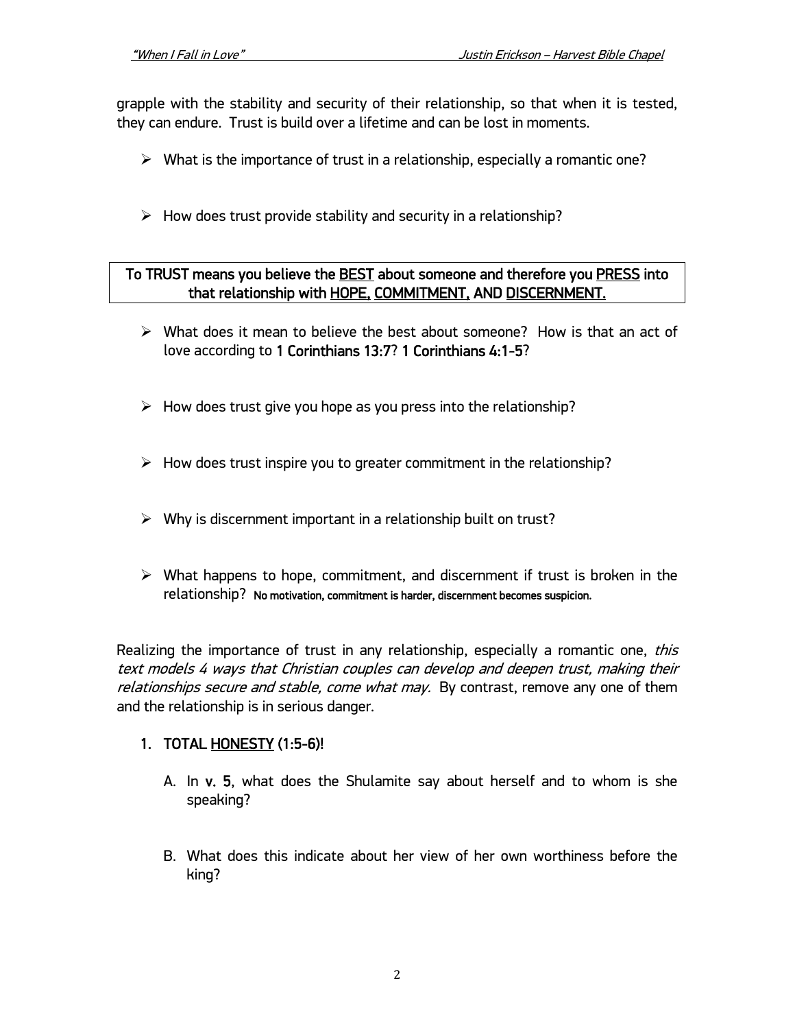grapple with the stability and security of their relationship, so that when it is tested, they can endure. Trust is build over a lifetime and can be lost in moments.

- What is the importance of trust in a relationship, especially a romantic one?

- How does trust provide stability and security in a relationship?

**To TRUST means you believe the BEST about someone and therefore you PRESS into that relationship with HOPE, COMMITMENT, AND DISCERNMENT.**

- What does it mean to believe the best about someone? How is that an act of love according to **1 Corinthians 13:7**? **1 Corinthians 4:1-5**?

- How does trust give you hope as you press into the relationship?

- How does trust inspire you to greater commitment in the relationship?

- Why is discernment important in a relationship built on trust?

- What happens to hope, commitment, and discernment if trust is broken in the relationship? **No motivation, commitment is harder, discernment becomes suspicion.**

Realizing the importance of trust in any relationship, especially a romantic one, *this text models 4 ways that Christian couples can develop and deepen trust, making their relationships secure and stable, come what may.* By contrast, remove any one of them and the relationship is in serious danger.

1. **TOTAL HONESTY (1:5-6)!**

   A. In **v. 5**, what does the Shulamite say about herself and to whom is she speaking?

   B. What does this indicate about her view of her own worthiness before the king?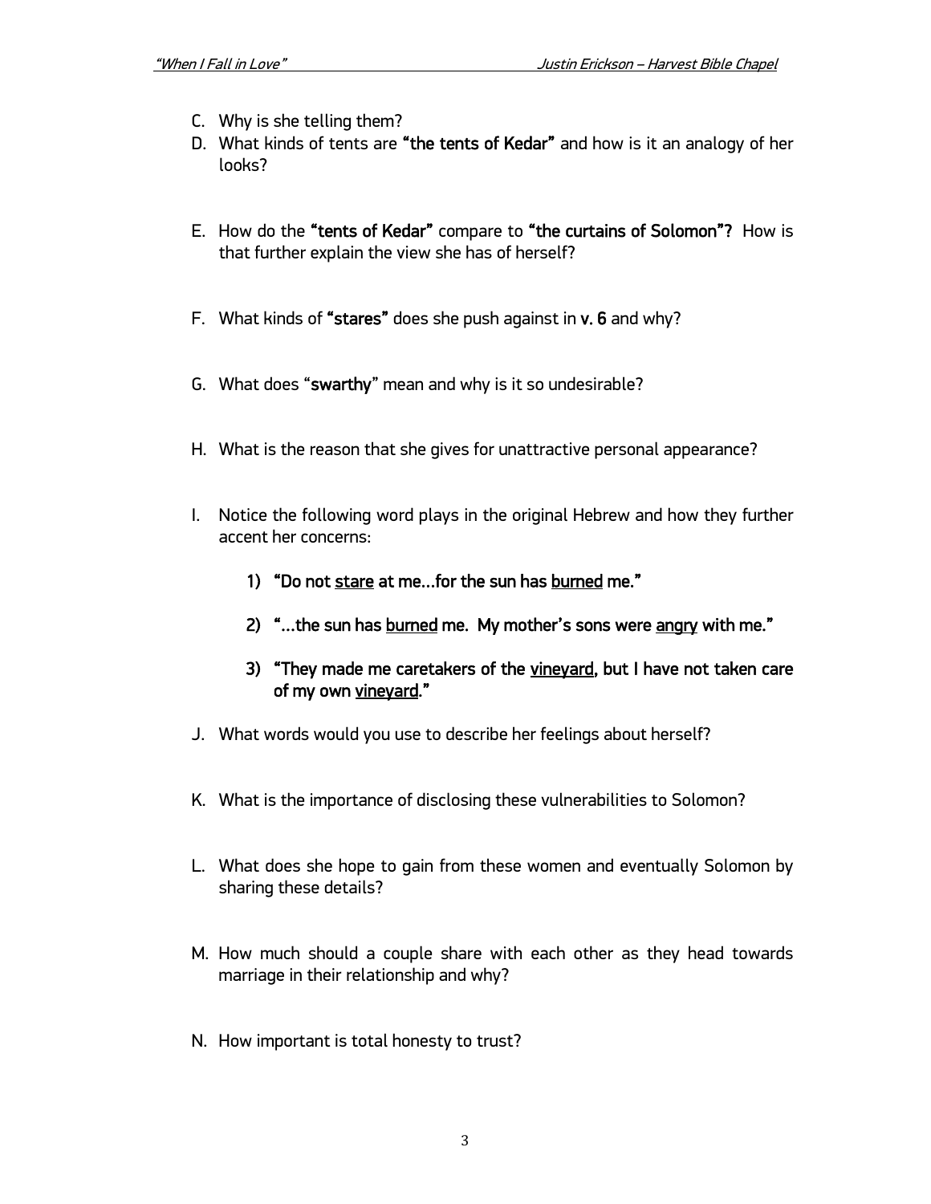C. Why is she telling them?

D. What kinds of tents are **"the tents of Kedar"** and how is it an analogy of her looks?

E. How do the **"tents of Kedar"** compare to **"the curtains of Solomon"?** How is that further explain the view she has of herself?

F. What kinds of **"stares"** does she push against in **v. 6** and why?

G. What does "**swarthy**" mean and why is it so undesirable?

H. What is the reason that she gives for unattractive personal appearance?

I. Notice the following word plays in the original Hebrew and how they further accent her concerns:

   1) **"Do not <u>stare</u> at me…for the sun has <u>burned</u> me."**

   2) **"…the sun has <u>burned</u> me. My mother's sons were <u>angry</u> with me."**

   3) **"They made me caretakers of the <u>vineyard</u>, but I have not taken care of my own <u>vineyard</u>."**

J. What words would you use to describe her feelings about herself?

K. What is the importance of disclosing these vulnerabilities to Solomon?

L. What does she hope to gain from these women and eventually Solomon by sharing these details?

M. How much should a couple share with each other as they head towards marriage in their relationship and why?

N. How important is total honesty to trust?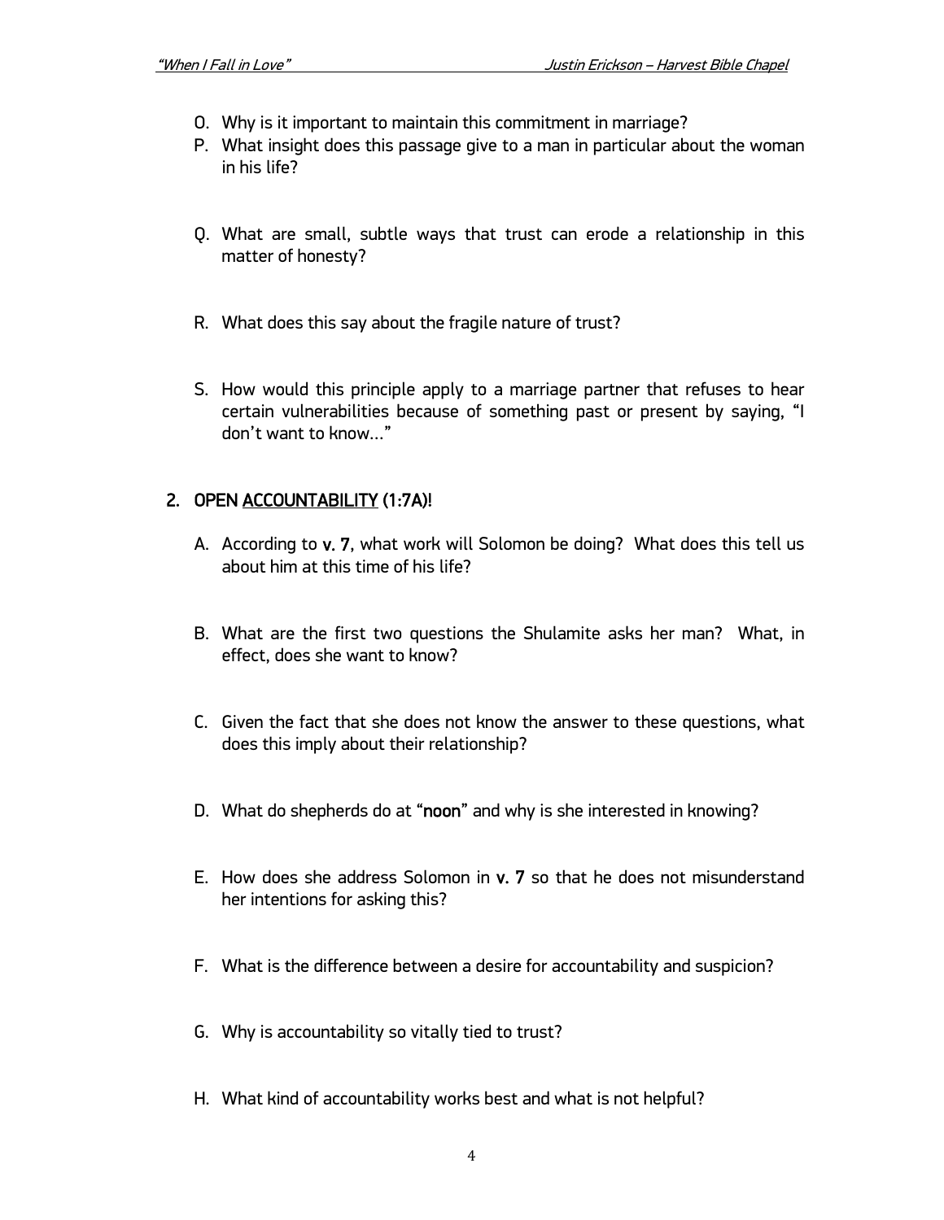O. Why is it important to maintain this commitment in marriage?
P. What insight does this passage give to a man in particular about the woman in his life?

Q. What are small, subtle ways that trust can erode a relationship in this matter of honesty?

R. What does this say about the fragile nature of trust?

S. How would this principle apply to a marriage partner that refuses to hear certain vulnerabilities because of something past or present by saying, "I don't want to know…"

## 2. OPEN <u>ACCOUNTABILITY</u> (1:7A)!

A. According to **v. 7**, what work will Solomon be doing? What does this tell us about him at this time of his life?

B. What are the first two questions the Shulamite asks her man? What, in effect, does she want to know?

C. Given the fact that she does not know the answer to these questions, what does this imply about their relationship?

D. What do shepherds do at "**noon**" and why is she interested in knowing?

E. How does she address Solomon in **v. 7** so that he does not misunderstand her intentions for asking this?

F. What is the difference between a desire for accountability and suspicion?

G. Why is accountability so vitally tied to trust?

H. What kind of accountability works best and what is not helpful?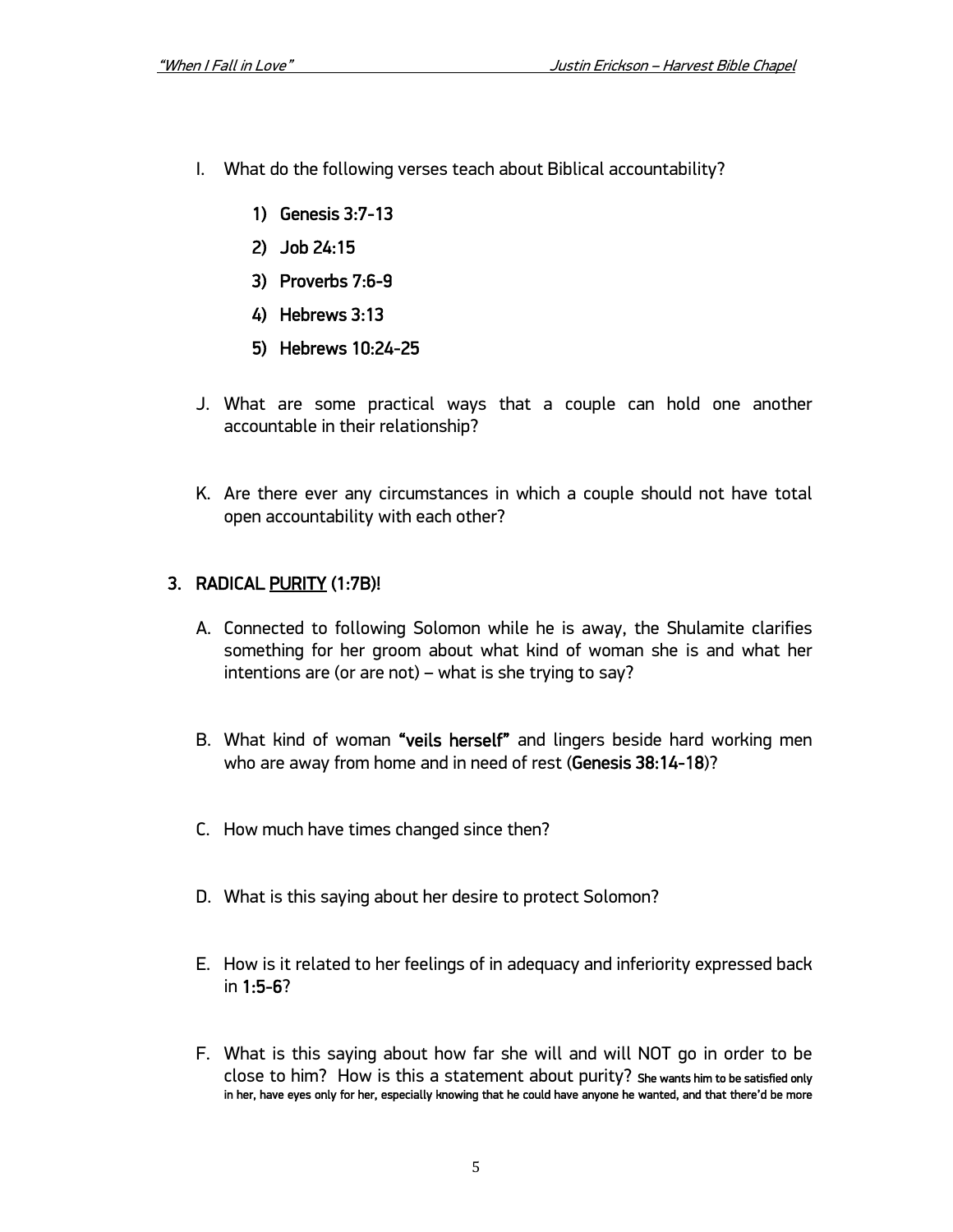I. What do the following verses teach about Biblical accountability?

   1) **Genesis 3:7-13**
   2) **Job 24:15**
   3) **Proverbs 7:6-9**
   4) **Hebrews 3:13**
   5) **Hebrews 10:24-25**

J. What are some practical ways that a couple can hold one another accountable in their relationship?

K. Are there ever any circumstances in which a couple should not have total open accountability with each other?

## 3. RADICAL <u>PURITY</u> (1:7B)!

A. Connected to following Solomon while he is away, the Shulamite clarifies something for her groom about what kind of woman she is and what her intentions are (or are not) – what is she trying to say?

B. What kind of woman **"veils herself"** and lingers beside hard working men who are away from home and in need of rest (**Genesis 38:14-18**)?

C. How much have times changed since then?

D. What is this saying about her desire to protect Solomon?

E. How is it related to her feelings of in adequacy and inferiority expressed back in **1:5-6**?

F. What is this saying about how far she will and will NOT go in order to be close to him? How is this a statement about purity? **She wants him to be satisfied only in her, have eyes only for her, especially knowing that he could have anyone he wanted, and that there'd be more**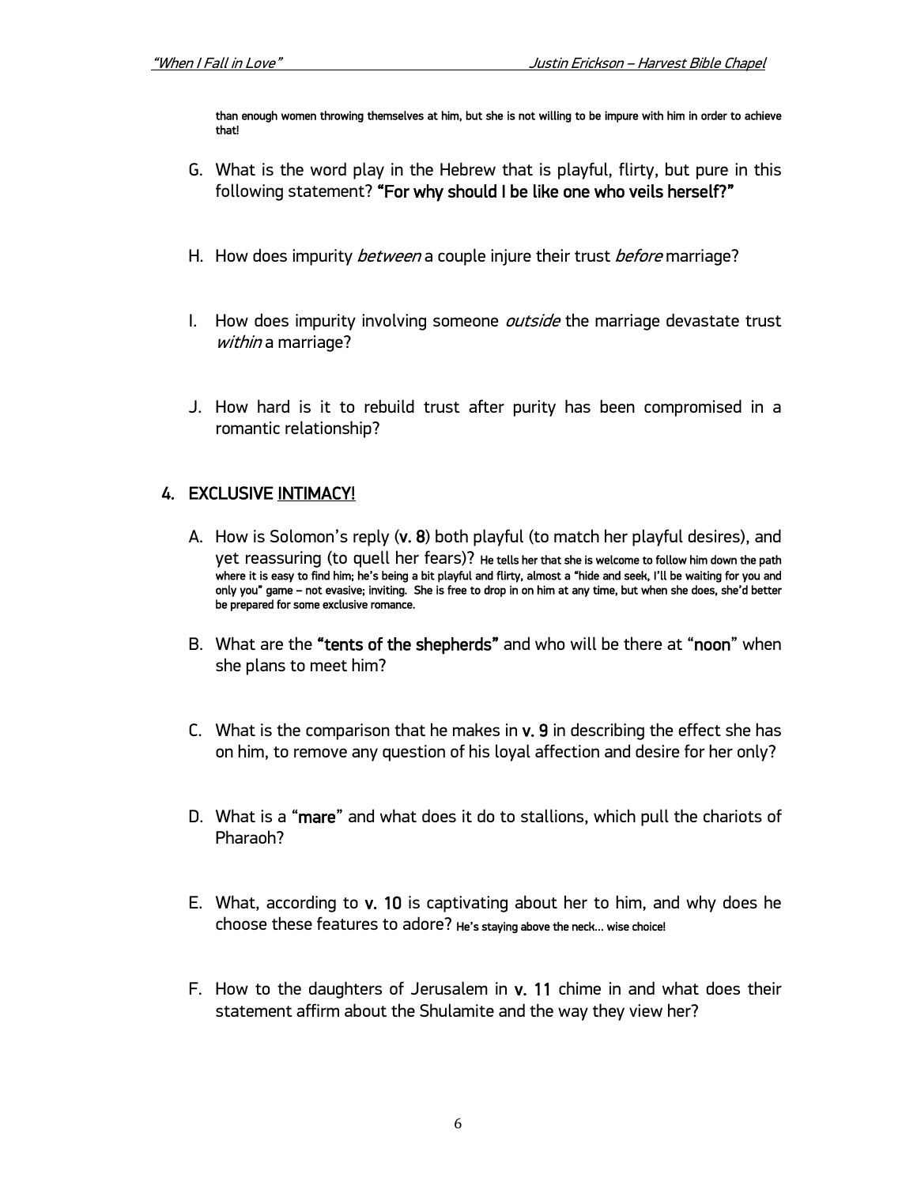than enough women throwing themselves at him, but she is not willing to be impure with him in order to achieve that!

G. What is the word play in the Hebrew that is playful, flirty, but pure in this following statement? **"For why should I be like one who veils herself?"**

H. How does impurity *between* a couple injure their trust *before* marriage?

I. How does impurity involving someone *outside* the marriage devastate trust *within* a marriage?

J. How hard is it to rebuild trust after purity has been compromised in a romantic relationship?

## 4. EXCLUSIVE INTIMACY!

A. How is Solomon's reply (**v. 8**) both playful (to match her playful desires), and yet reassuring (to quell her fears)? He tells her that she is welcome to follow him down the path where it is easy to find him; he's being a bit playful and flirty, almost a "hide and seek, I'll be waiting for you and only you" game – not evasive; inviting. She is free to drop in on him at any time, but when she does, she'd better be prepared for some exclusive romance.

B. What are the **"tents of the shepherds"** and who will be there at "**noon**" when she plans to meet him?

C. What is the comparison that he makes in **v. 9** in describing the effect she has on him, to remove any question of his loyal affection and desire for her only?

D. What is a "**mare**" and what does it do to stallions, which pull the chariots of Pharaoh?

E. What, according to **v. 10** is captivating about her to him, and why does he choose these features to adore? He's staying above the neck… wise choice!

F. How to the daughters of Jerusalem in **v. 11** chime in and what does their statement affirm about the Shulamite and the way they view her?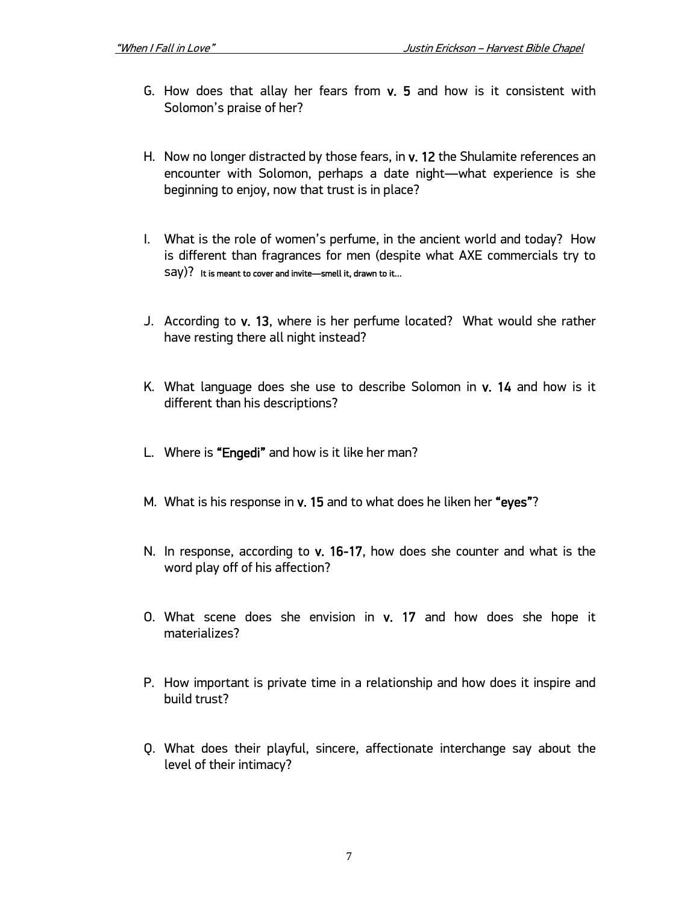G. How does that allay her fears from **v. 5** and how is it consistent with Solomon's praise of her?

H. Now no longer distracted by those fears, in **v. 12** the Shulamite references an encounter with Solomon, perhaps a date night—what experience is she beginning to enjoy, now that trust is in place?

I. What is the role of women's perfume, in the ancient world and today? How is different than fragrances for men (despite what AXE commercials try to say)? **It is meant to cover and invite—smell it, drawn to it...**

J. According to **v. 13**, where is her perfume located? What would she rather have resting there all night instead?

K. What language does she use to describe Solomon in **v. 14** and how is it different than his descriptions?

L. Where is **"Engedi"** and how is it like her man?

M. What is his response in **v. 15** and to what does he liken her **"eyes"**?

N. In response, according to **v. 16-17**, how does she counter and what is the word play off of his affection?

O. What scene does she envision in **v. 17** and how does she hope it materializes?

P. How important is private time in a relationship and how does it inspire and build trust?

Q. What does their playful, sincere, affectionate interchange say about the level of their intimacy?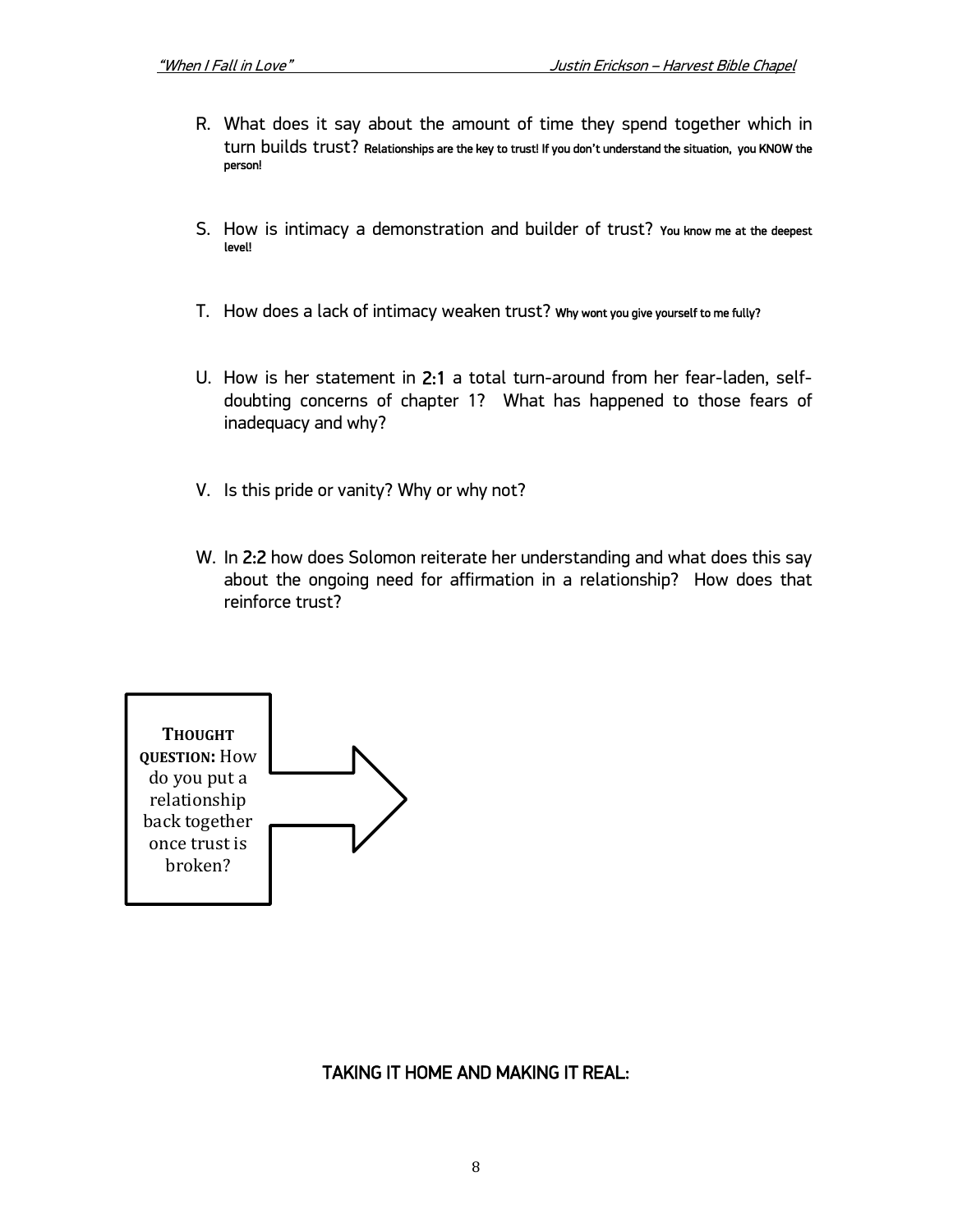R. What does it say about the amount of time they spend together which in turn builds trust? **Relationships are the key to trust! If you don't understand the situation, you KNOW the person!**

S. How is intimacy a demonstration and builder of trust? **You know me at the deepest level!**

T. How does a lack of intimacy weaken trust? **Why wont you give yourself to me fully?**

U. How is her statement in 2:1 a total turn-around from her fear-laden, self-doubting concerns of chapter 1? What has happened to those fears of inadequacy and why?

V. Is this pride or vanity? Why or why not?

W. In 2:2 how does Solomon reiterate her understanding and what does this say about the ongoing need for affirmation in a relationship? How does that reinforce trust?

**THOUGHT QUESTION:** How do you put a relationship back together once trust is broken?

## TAKING IT HOME AND MAKING IT REAL: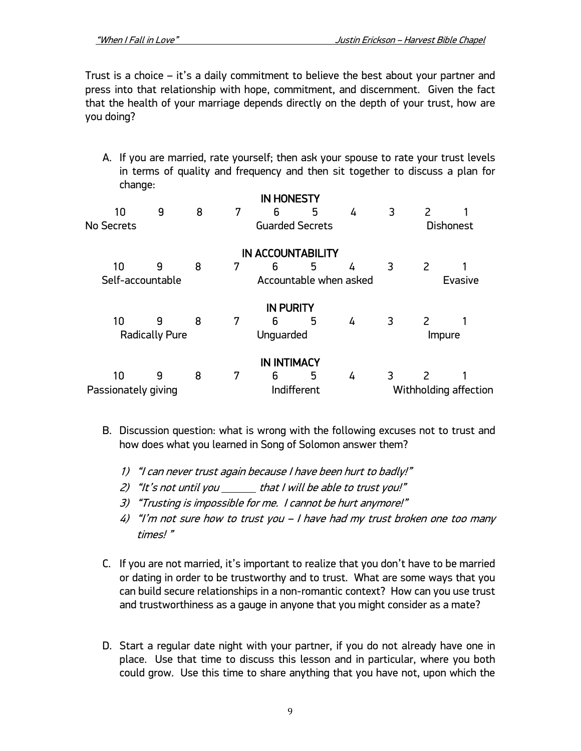Trust is a choice – it's a daily commitment to believe the best about your partner and press into that relationship with hope, commitment, and discernment. Given the fact that the health of your marriage depends directly on the depth of your trust, how are you doing?

A. If you are married, rate yourself; then ask your spouse to rate your trust levels in terms of quality and frequency and then sit together to discuss a plan for change:

**IN HONESTY**

| 10 | 9 | 8 | 7 | 6 | 5 | 4 | 3 | 2 | 1 |
|---|---|---|---|---|---|---|---|---|---|
| No Secrets | | | | Guarded Secrets | | | | Dishonest | |

**IN ACCOUNTABILITY**

| 10 | 9 | 8 | 7 | 6 | 5 | 4 | 3 | 2 | 1 |
|---|---|---|---|---|---|---|---|---|---|
| Self-accountable | | | | Accountable when asked | | | | | Evasive |

**IN PURITY**

| 10 | 9 | 8 | 7 | 6 | 5 | 4 | 3 | 2 | 1 |
|---|---|---|---|---|---|---|---|---|---|
| Radically Pure | | | | Unguarded | | | | Impure | |

**IN INTIMACY**

| 10 | 9 | 8 | 7 | 6 | 5 | 4 | 3 | 2 | 1 |
|---|---|---|---|---|---|---|---|---|---|
| Passionately giving | | | | Indifferent | | | Withholding affection | | |

B. Discussion question: what is wrong with the following excuses not to trust and how does what you learned in Song of Solomon answer them?

   1) *"I can never trust again because I have been hurt to badly!"*
   2) *"It's not until you ______ that I will be able to trust you!"*
   3) *"Trusting is impossible for me. I cannot be hurt anymore!"*
   4) *"I'm not sure how to trust you – I have had my trust broken one too many times!"*

C. If you are not married, it's important to realize that you don't have to be married or dating in order to be trustworthy and to trust. What are some ways that you can build secure relationships in a non-romantic context? How can you use trust and trustworthiness as a gauge in anyone that you might consider as a mate?

D. Start a regular date night with your partner, if you do not already have one in place. Use that time to discuss this lesson and in particular, where you both could grow. Use this time to share anything that you have not, upon which the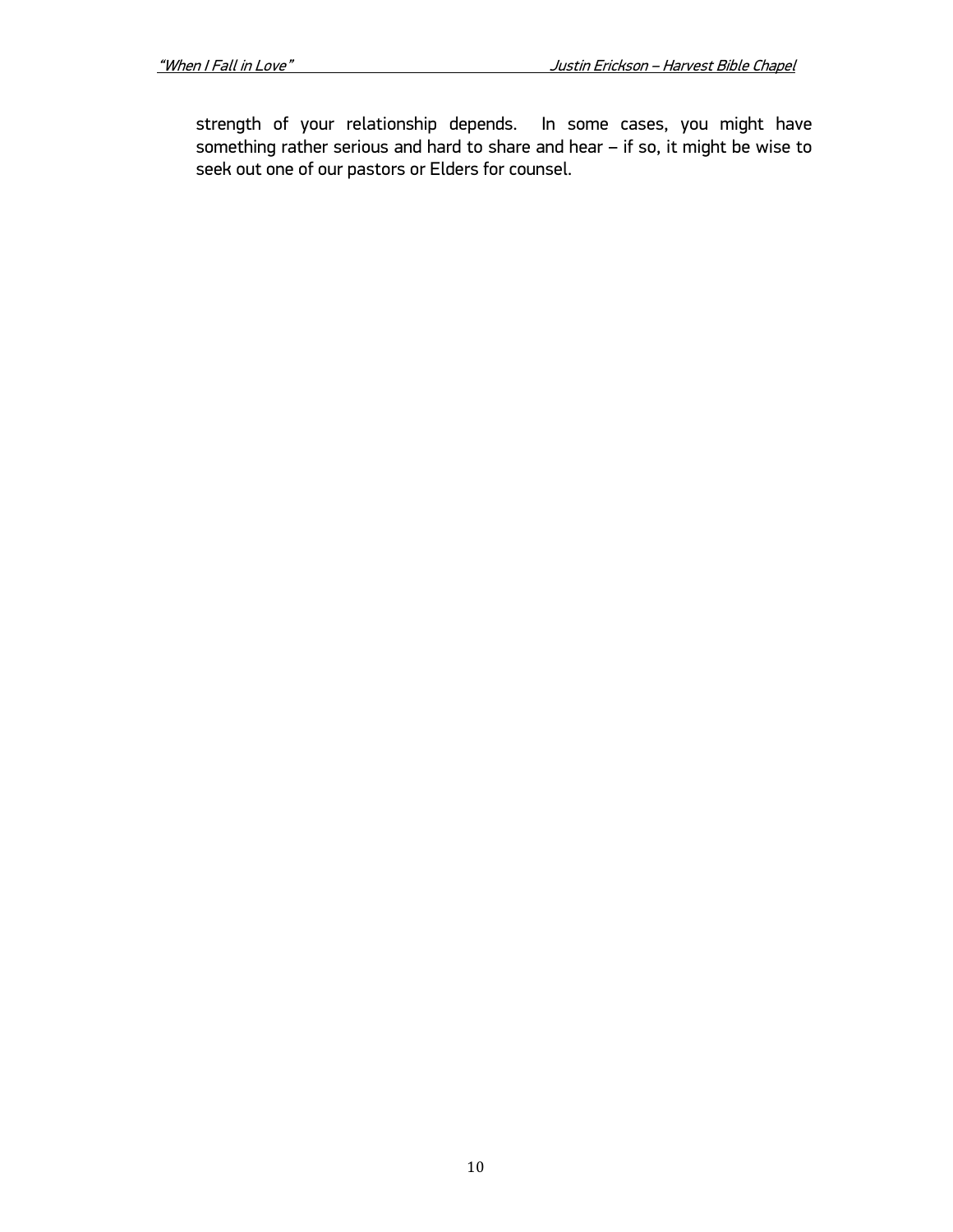strength of your relationship depends. In some cases, you might have something rather serious and hard to share and hear – if so, it might be wise to seek out one of our pastors or Elders for counsel.